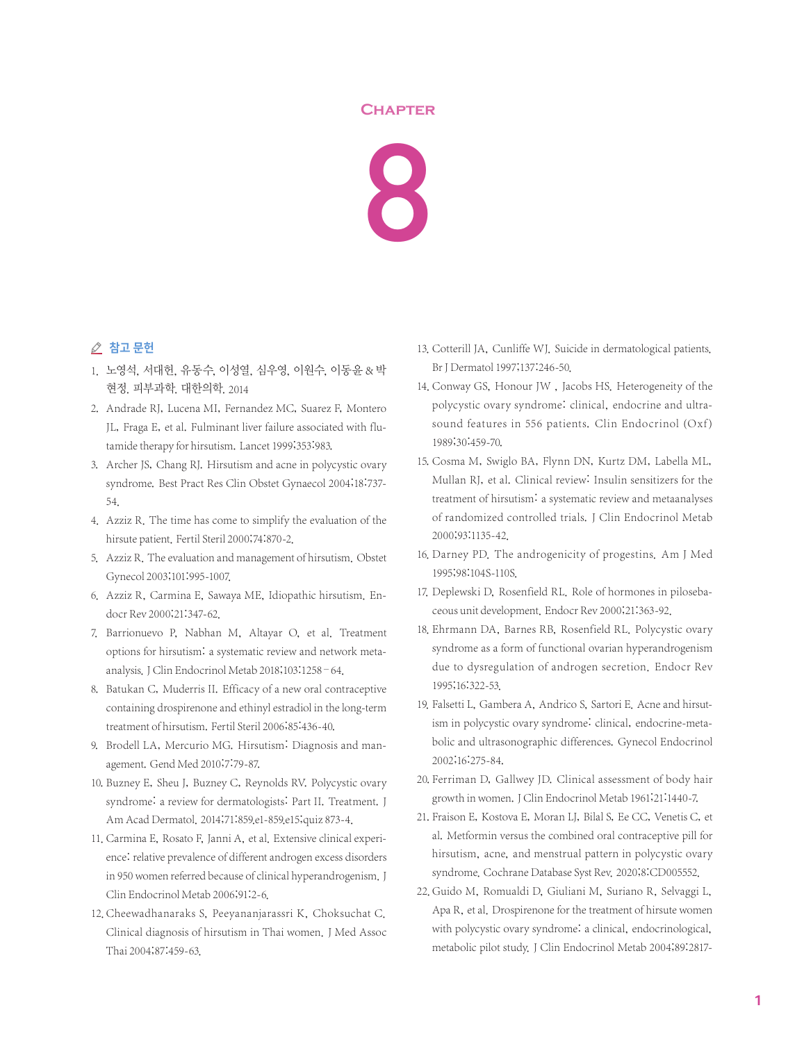# Chapter 8

## 참고 문헌

1. 노영석, 서대헌, 유동수, 이성열, 심우영, 이원수, 이동윤 & 박현정. 피부과학. 대한의학. 2014
2. Andrade RJ, Lucena MI, Fernandez MC, Suarez F, Montero JL, Fraga E, et al. Fulminant liver failure associated with flutamide therapy for hirsutism. Lancet 1999;353:983.
3. Archer JS, Chang RJ. Hirsutism and acne in polycystic ovary syndrome. Best Pract Res Clin Obstet Gynaecol 2004;18:737-54.
4. Azziz R. The time has come to simplify the evaluation of the hirsute patient. Fertil Steril 2000;74:870-2.
5. Azziz R. The evaluation and management of hirsutism. Obstet Gynecol 2003;101:995-1007.
6. Azziz R, Carmina E, Sawaya ME. Idiopathic hirsutism. Endocr Rev 2000;21:347-62.
7. Barrionuevo P, Nabhan M, Altayar O, et al. Treatment options for hirsutism: a systematic review and network meta-analysis. J Clin Endocrinol Metab 2018;103:1258–64.
8. Batukan C, Muderris II. Efficacy of a new oral contraceptive containing drospirenone and ethinyl estradiol in the long-term treatment of hirsutism. Fertil Steril 2006;85:436-40.
9. Brodell LA, Mercurio MG. Hirsutism: Diagnosis and management. Gend Med 2010;7:79-87.
10. Buzney E, Sheu J, Buzney C, Reynolds RV. Polycystic ovary syndrome: a review for dermatologists: Part II. Treatment. J Am Acad Dermatol. 2014;71:859.e1-859.e15;quiz 873-4.
11. Carmina E, Rosato F, Janni A, et al. Extensive clinical experience: relative prevalence of different androgen excess disorders in 950 women referred because of clinical hyperandrogenism. J Clin Endocrinol Metab 2006;91:2-6.
12. Cheewadhanaraks S, Peeyananjarassri K, Choksuchat C. Clinical diagnosis of hirsutism in Thai women. J Med Assoc Thai 2004;87:459-63.
13. Cotterill JA, Cunliffe WJ. Suicide in dermatological patients. Br J Dermatol 1997;137:246-50.
14. Conway GS, Honour JW , Jacobs HS. Heterogeneity of the polycystic ovary syndrome: clinical, endocrine and ultrasound features in 556 patients. Clin Endocrinol (Oxf) 1989;30:459-70.
15. Cosma M, Swiglo BA, Flynn DN, Kurtz DM, Labella ML, Mullan RJ, et al. Clinical review: Insulin sensitizers for the treatment of hirsutism: a systematic review and metaanalyses of randomized controlled trials. J Clin Endocrinol Metab 2000;93:1135-42.
16. Darney PD. The androgenicity of progestins. Am J Med 1995;98:104S-110S.
17. Deplewski D, Rosenfield RL. Role of hormones in pilosebaceous unit development. Endocr Rev 2000;21:363-92.
18. Ehrmann DA, Barnes RB, Rosenfield RL. Polycystic ovary syndrome as a form of functional ovarian hyperandrogenism due to dysregulation of androgen secretion. Endocr Rev 1995;16:322-53.
19. Falsetti L, Gambera A, Andrico S, Sartori E. Acne and hirsutism in polycystic ovary syndrome: clinical, endocrine-metabolic and ultrasonographic differences. Gynecol Endocrinol 2002;16:275-84.
20. Ferriman D, Gallwey JD. Clinical assessment of body hair growth in women. J Clin Endocrinol Metab 1961;21:1440-7.
21. Fraison E, Kostova E, Moran LJ, Bilal S, Ee CC, Venetis C, et al. Metformin versus the combined oral contraceptive pill for hirsutism, acne, and menstrual pattern in polycystic ovary syndrome. Cochrane Database Syst Rev. 2020;8:CD005552.
22. Guido M, Romualdi D, Giuliani M, Suriano R, Selvaggi L, Apa R, et al. Drospirenone for the treatment of hirsute women with polycystic ovary syndrome: a clinical, endocrinological, metabolic pilot study. J Clin Endocrinol Metab 2004;89:2817-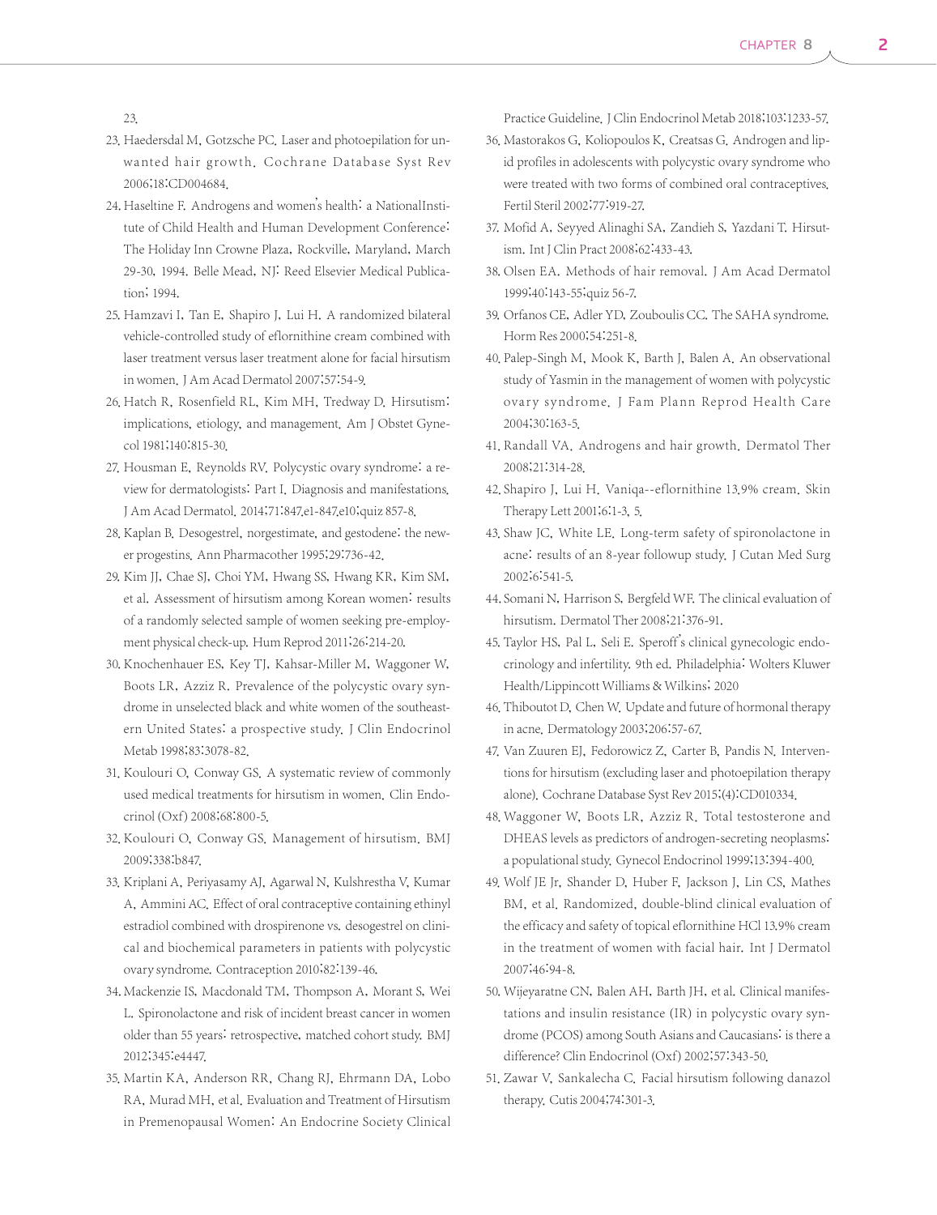23.

23. Haedersdal M, Gotzsche PC. Laser and photoepilation for unwanted hair growth. Cochrane Database Syst Rev 2006;18:CD004684.
24. Haseltine F. Androgens and women's health: a NationalInstitute of Child Health and Human Development Conference: The Holiday Inn Crowne Plaza, Rockville, Maryland, March 29-30, 1994. Belle Mead, NJ: Reed Elsevier Medical Publication; 1994.
25. Hamzavi I, Tan E, Shapiro J, Lui H. A randomized bilateral vehicle-controlled study of eflornithine cream combined with laser treatment versus laser treatment alone for facial hirsutism in women. J Am Acad Dermatol 2007;57:54-9.
26. Hatch R, Rosenfield RL, Kim MH, Tredway D. Hirsutism: implications, etiology, and management. Am J Obstet Gynecol 1981;140:815-30.
27. Housman E, Reynolds RV. Polycystic ovary syndrome: a review for dermatologists: Part I. Diagnosis and manifestations. J Am Acad Dermatol. 2014;71:847.e1-847.e10;quiz 857-8.
28. Kaplan B. Desogestrel, norgestimate, and gestodene: the newer progestins. Ann Pharmacother 1995;29:736-42.
29. Kim JJ, Chae SJ, Choi YM, Hwang SS, Hwang KR, Kim SM, et al. Assessment of hirsutism among Korean women: results of a randomly selected sample of women seeking pre-employment physical check-up. Hum Reprod 2011;26:214-20.
30. Knochenhauer ES, Key TJ, Kahsar-Miller M, Waggoner W, Boots LR, Azziz R. Prevalence of the polycystic ovary syndrome in unselected black and white women of the southeastern United States: a prospective study. J Clin Endocrinol Metab 1998;83:3078-82.
31. Koulouri O, Conway GS. A systematic review of commonly used medical treatments for hirsutism in women. Clin Endocrinol (Oxf) 2008;68:800-5.
32. Koulouri O, Conway GS. Management of hirsutism. BMJ 2009;338:b847.
33. Kriplani A, Periyasamy AJ, Agarwal N, Kulshrestha V, Kumar A, Ammini AC. Effect of oral contraceptive containing ethinyl estradiol combined with drospirenone vs. desogestrel on clinical and biochemical parameters in patients with polycystic ovary syndrome. Contraception 2010;82:139-46.
34. Mackenzie IS, Macdonald TM, Thompson A, Morant S, Wei L. Spironolactone and risk of incident breast cancer in women older than 55 years: retrospective, matched cohort study. BMJ 2012;345:e4447.
35. Martin KA, Anderson RR, Chang RJ, Ehrmann DA, Lobo RA, Murad MH, et al. Evaluation and Treatment of Hirsutism in Premenopausal Women: An Endocrine Society Clinical Practice Guideline. J Clin Endocrinol Metab 2018;103:1233-57.
36. Mastorakos G, Koliopoulos K, Creatsas G. Androgen and lipid profiles in adolescents with polycystic ovary syndrome who were treated with two forms of combined oral contraceptives. Fertil Steril 2002;77:919-27.
37. Mofid A, Seyyed Alinaghi SA, Zandieh S, Yazdani T. Hirsutism. Int J Clin Pract 2008;62:433-43.
38. Olsen EA. Methods of hair removal. J Am Acad Dermatol 1999;40:143-55;quiz 56-7.
39. Orfanos CE, Adler YD, Zouboulis CC. The SAHA syndrome. Horm Res 2000;54:251-8.
40. Palep-Singh M, Mook K, Barth J, Balen A. An observational study of Yasmin in the management of women with polycystic ovary syndrome. J Fam Plann Reprod Health Care 2004;30:163-5.
41. Randall VA. Androgens and hair growth. Dermatol Ther 2008;21:314-28.
42. Shapiro J, Lui H. Vaniqa--eflornithine 13.9% cream. Skin Therapy Lett 2001;6:1-3, 5.
43. Shaw JC, White LE. Long-term safety of spironolactone in acne: results of an 8-year followup study. J Cutan Med Surg 2002;6:541-5.
44. Somani N, Harrison S, Bergfeld WF. The clinical evaluation of hirsutism. Dermatol Ther 2008;21:376-91.
45. Taylor HS, Pal L, Seli E. Speroff's clinical gynecologic endocrinology and infertility. 9th ed. Philadelphia: Wolters Kluwer Health/Lippincott Williams & Wilkins; 2020
46. Thiboutot D, Chen W. Update and future of hormonal therapy in acne. Dermatology 2003;206:57-67.
47. Van Zuuren EJ, Fedorowicz Z, Carter B, Pandis N. Interventions for hirsutism (excluding laser and photoepilation therapy alone). Cochrane Database Syst Rev 2015;(4):CD010334.
48. Waggoner W, Boots LR, Azziz R. Total testosterone and DHEAS levels as predictors of androgen-secreting neoplasms: a populational study. Gynecol Endocrinol 1999;13:394-400.
49. Wolf JE Jr, Shander D, Huber F, Jackson J, Lin CS, Mathes BM, et al. Randomized, double-blind clinical evaluation of the efficacy and safety of topical eflornithine HCl 13.9% cream in the treatment of women with facial hair. Int J Dermatol 2007;46:94-8.
50. Wijeyaratne CN, Balen AH, Barth JH, et al. Clinical manifestations and insulin resistance (IR) in polycystic ovary syndrome (PCOS) among South Asians and Caucasians: is there a difference? Clin Endocrinol (Oxf) 2002;57:343-50.
51. Zawar V, Sankalecha C. Facial hirsutism following danazol therapy. Cutis 2004;74:301-3.